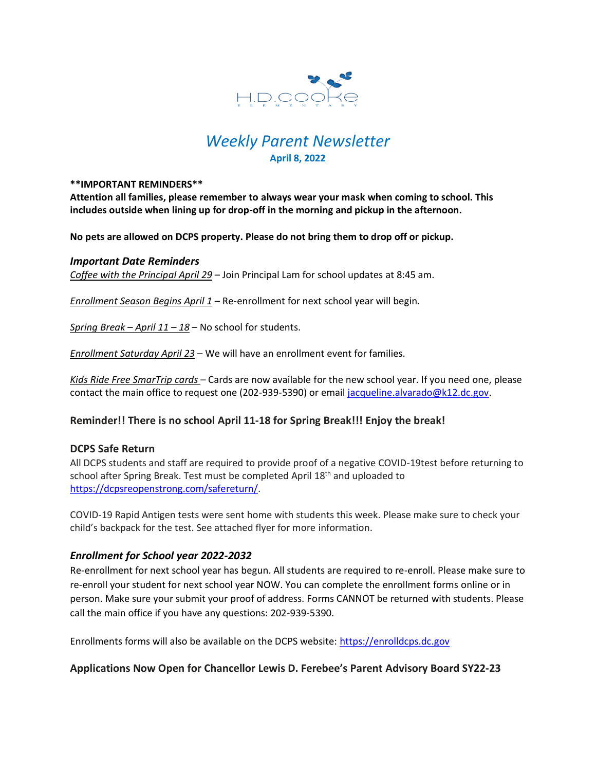H.D. COOKE ELEMENTARY

# *Weekly Parent Newsletter*

**April 8, 2022**

****IMPORTANT REMINDERS****

**Attention all families, please remember to always wear your mask when coming to school. This includes outside when lining up for drop-off in the morning and pickup in the afternoon.**

**No pets are allowed on DCPS property. Please do not bring them to drop off or pickup.**

### *Important Date Reminders*

*Coffee with the Principal April 29* – Join Principal Lam for school updates at 8:45 am.

*Enrollment Season Begins April 1* – Re-enrollment for next school year will begin.

*Spring Break – April 11 – 18* – No school for students.

*Enrollment Saturday April 23* – We will have an enrollment event for families.

*Kids Ride Free SmarTrip cards* – Cards are now available for the new school year. If you need one, please contact the main office to request one (202-939-5390) or email jacqueline.alvarado@k12.dc.gov.

### Reminder!! There is no school April 11-18 for Spring Break!!! Enjoy the break!

### DCPS Safe Return

All DCPS students and staff are required to provide proof of a negative COVID-19test before returning to school after Spring Break. Test must be completed April 18th and uploaded to https://dcpsreopenstrong.com/safereturn/.

COVID-19 Rapid Antigen tests were sent home with students this week. Please make sure to check your child's backpack for the test. See attached flyer for more information.

### *Enrollment for School year 2022-2032*

Re-enrollment for next school year has begun. All students are required to re-enroll. Please make sure to re-enroll your student for next school year NOW. You can complete the enrollment forms online or in person. Make sure your submit your proof of address. Forms CANNOT be returned with students. Please call the main office if you have any questions: 202-939-5390.

Enrollments forms will also be available on the DCPS website: https://enrolldcps.dc.gov

### Applications Now Open for Chancellor Lewis D. Ferebee's Parent Advisory Board SY22-23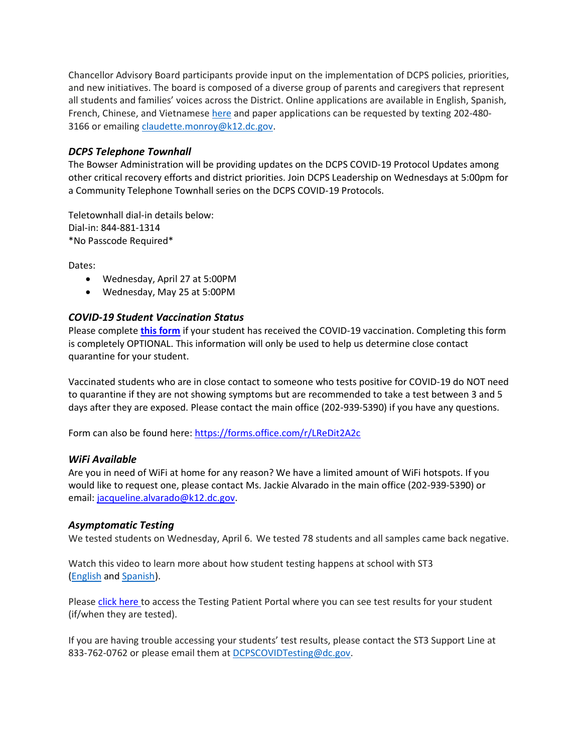Chancellor Advisory Board participants provide input on the implementation of DCPS policies, priorities, and new initiatives. The board is composed of a diverse group of parents and caregivers that represent all students and families' voices across the District. Online applications are available in English, Spanish, French, Chinese, and Vietnamese here and paper applications can be requested by texting 202-480-3166 or emailing claudette.monroy@k12.dc.gov.

### *DCPS Telephone Townhall*

The Bowser Administration will be providing updates on the DCPS COVID-19 Protocol Updates among other critical recovery efforts and district priorities. Join DCPS Leadership on Wednesdays at 5:00pm for a Community Telephone Townhall series on the DCPS COVID-19 Protocols.

Teletownhall dial-in details below:
Dial-in: 844-881-1314
*No Passcode Required*

Dates:

- Wednesday, April 27 at 5:00PM
- Wednesday, May 25 at 5:00PM

### *COVID-19 Student Vaccination Status*

Please complete **this form** if your student has received the COVID-19 vaccination. Completing this form is completely OPTIONAL. This information will only be used to help us determine close contact quarantine for your student.

Vaccinated students who are in close contact to someone who tests positive for COVID-19 do NOT need to quarantine if they are not showing symptoms but are recommended to take a test between 3 and 5 days after they are exposed. Please contact the main office (202-939-5390) if you have any questions.

Form can also be found here: https://forms.office.com/r/LReDit2A2c

### *WiFi Available*

Are you in need of WiFi at home for any reason? We have a limited amount of WiFi hotspots. If you would like to request one, please contact Ms. Jackie Alvarado in the main office (202-939-5390) or email: jacqueline.alvarado@k12.dc.gov.

### *Asymptomatic Testing*

We tested students on Wednesday, April 6. We tested 78 students and all samples came back negative.

Watch this video to learn more about how student testing happens at school with ST3 (English and Spanish).

Please click here to access the Testing Patient Portal where you can see test results for your student (if/when they are tested).

If you are having trouble accessing your students' test results, please contact the ST3 Support Line at 833-762-0762 or please email them at DCPSCOVIDTesting@dc.gov.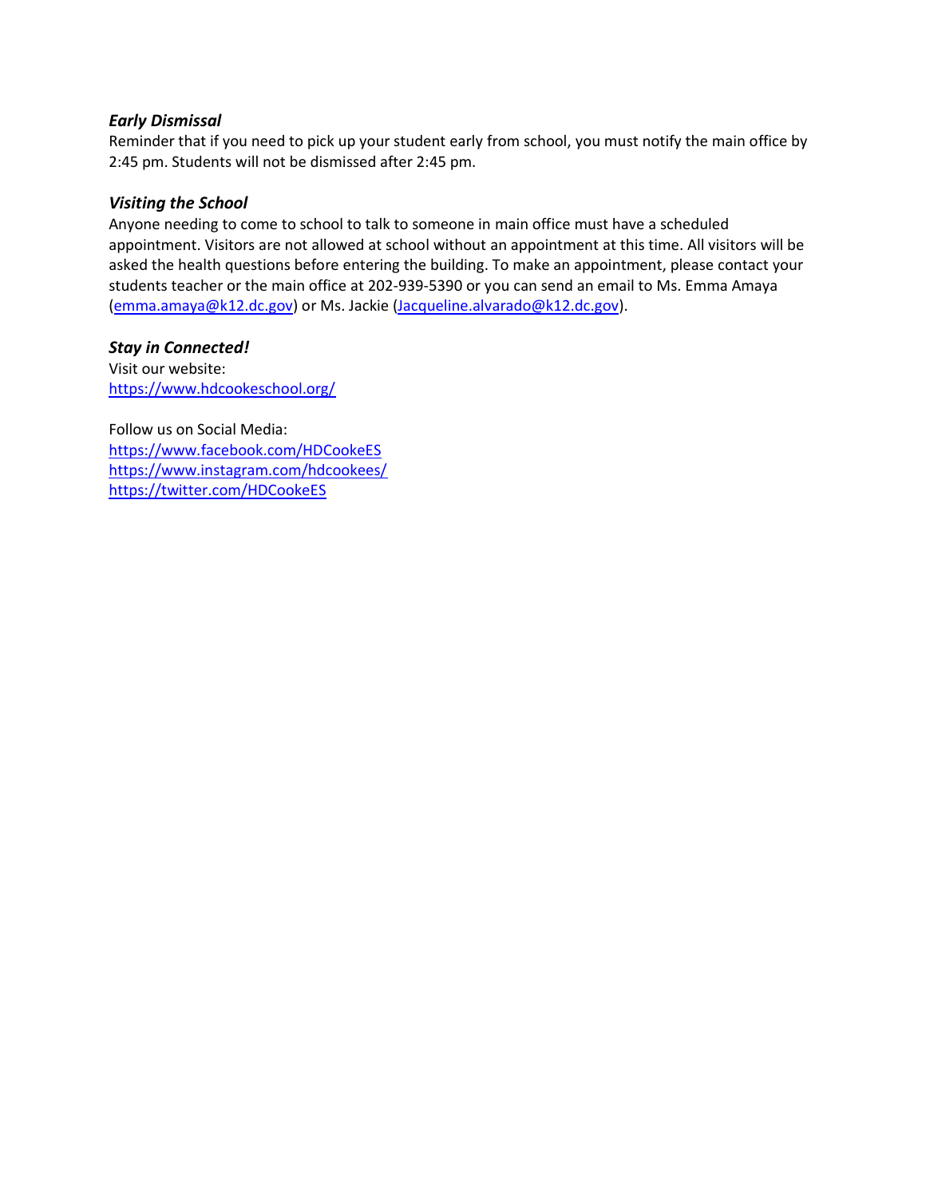### ***Early Dismissal***

Reminder that if you need to pick up your student early from school, you must notify the main office by 2:45 pm. Students will not be dismissed after 2:45 pm.

### ***Visiting the School***

Anyone needing to come to school to talk to someone in main office must have a scheduled appointment. Visitors are not allowed at school without an appointment at this time. All visitors will be asked the health questions before entering the building. To make an appointment, please contact your students teacher or the main office at 202-939-5390 or you can send an email to Ms. Emma Amaya (emma.amaya@k12.dc.gov) or Ms. Jackie (Jacqueline.alvarado@k12.dc.gov).

### ***Stay in Connected!***

Visit our website:
https://www.hdcookeschool.org/

Follow us on Social Media:
https://www.facebook.com/HDCookeES
https://www.instagram.com/hdcookees/
https://twitter.com/HDCookeES